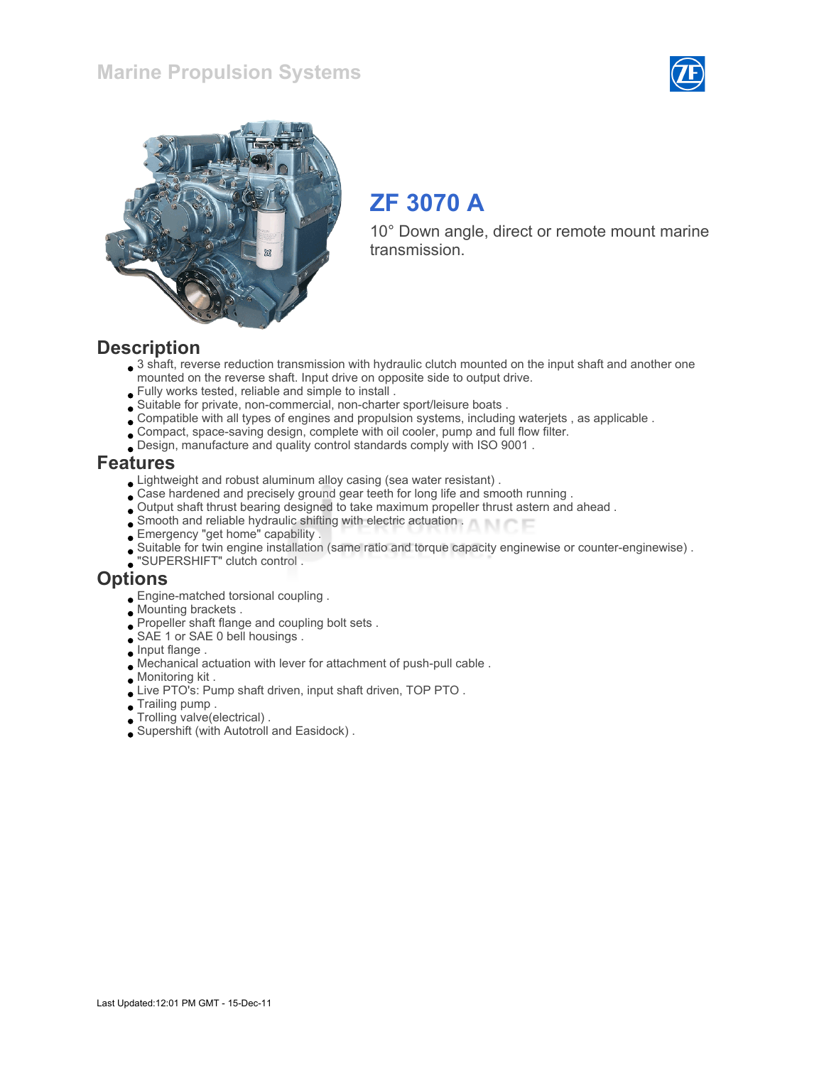Marine Propulsion Systems

# ZF 3070 A

10° Down angle, direct or remote mount marine transmission.

## Description

- 3 shaft, reverse reduction transmission with hydraulic clutch mounted on the input shaft and another one mounted on the reverse shaft. Input drive on opposite side to output drive.
- Fully works tested, reliable and simple to install .
- Suitable for private, non-commercial, non-charter sport/leisure boats .
- Compatible with all types of engines and propulsion systems, including waterjets , as applicable .
- Compact, space-saving design, complete with oil cooler, pump and full flow filter.
- Design, manufacture and quality control standards comply with ISO 9001 .

## Features

- Lightweight and robust aluminum alloy casing (sea water resistant) .
- Case hardened and precisely ground gear teeth for long life and smooth running .
- Output shaft thrust bearing designed to take maximum propeller thrust astern and ahead .
- Smooth and reliable hydraulic shifting with electric actuation .
- Emergency "get home" capability .
- Suitable for twin engine installation (same ratio and torque capacity enginewise or counter-enginewise) .
- "SUPERSHIFT" clutch control .

## Options

- Engine-matched torsional coupling .
- Mounting brackets .
- Propeller shaft flange and coupling bolt sets .
- SAE 1 or SAE 0 bell housings .
- Input flange .
- Mechanical actuation with lever for attachment of push-pull cable .
- Monitoring kit .
- Live PTO's: Pump shaft driven, input shaft driven, TOP PTO .
- Trailing pump .
- Trolling valve(electrical) .
- Supershift (with Autotroll and Easidock) .

Last Updated:12:01 PM GMT - 15-Dec-11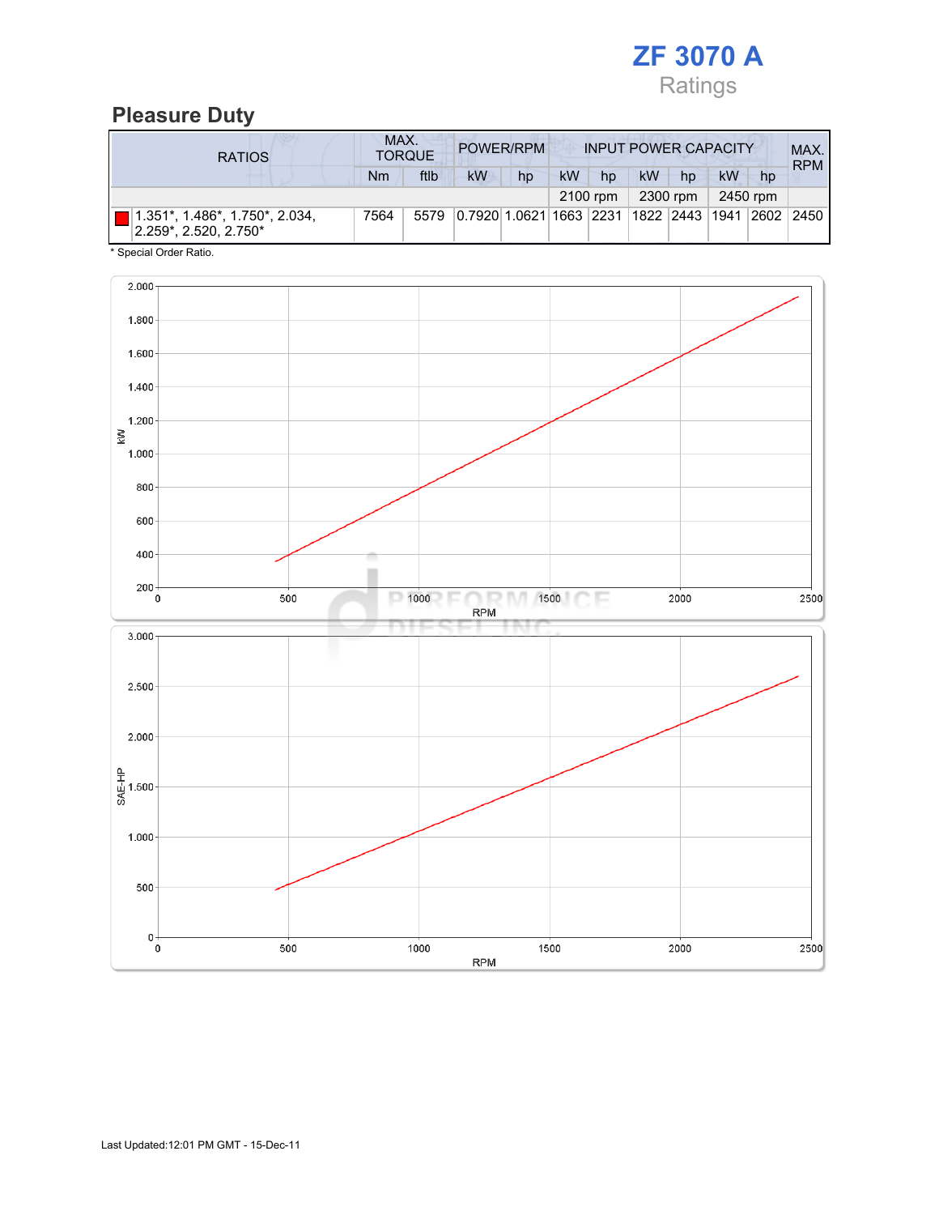# ZF 3070 A

Ratings

## Pleasure Duty

| RATIOS | MAX. TORQUE | | POWER/RPM | | INPUT POWER CAPACITY | | | | | | MAX. RPM |
|---|---|---|---|---|---|---|---|---|---|---|---|
| | Nm | ftlb | kW | hp | kW | hp | kW | hp | kW | hp | |
| | | | | | 2100 rpm | | 2300 rpm | | 2450 rpm | | |
| 1.351*, 1.486*, 1.750*, 2.034, 2.259*, 2.520, 2.750* | 7564 | 5579 | 0.7920 | 1.0621 | 1663 | 2231 | 1822 | 2443 | 1941 | 2602 | 2450 |

* Special Order Ratio.

Last Updated:12:01 PM GMT - 15-Dec-11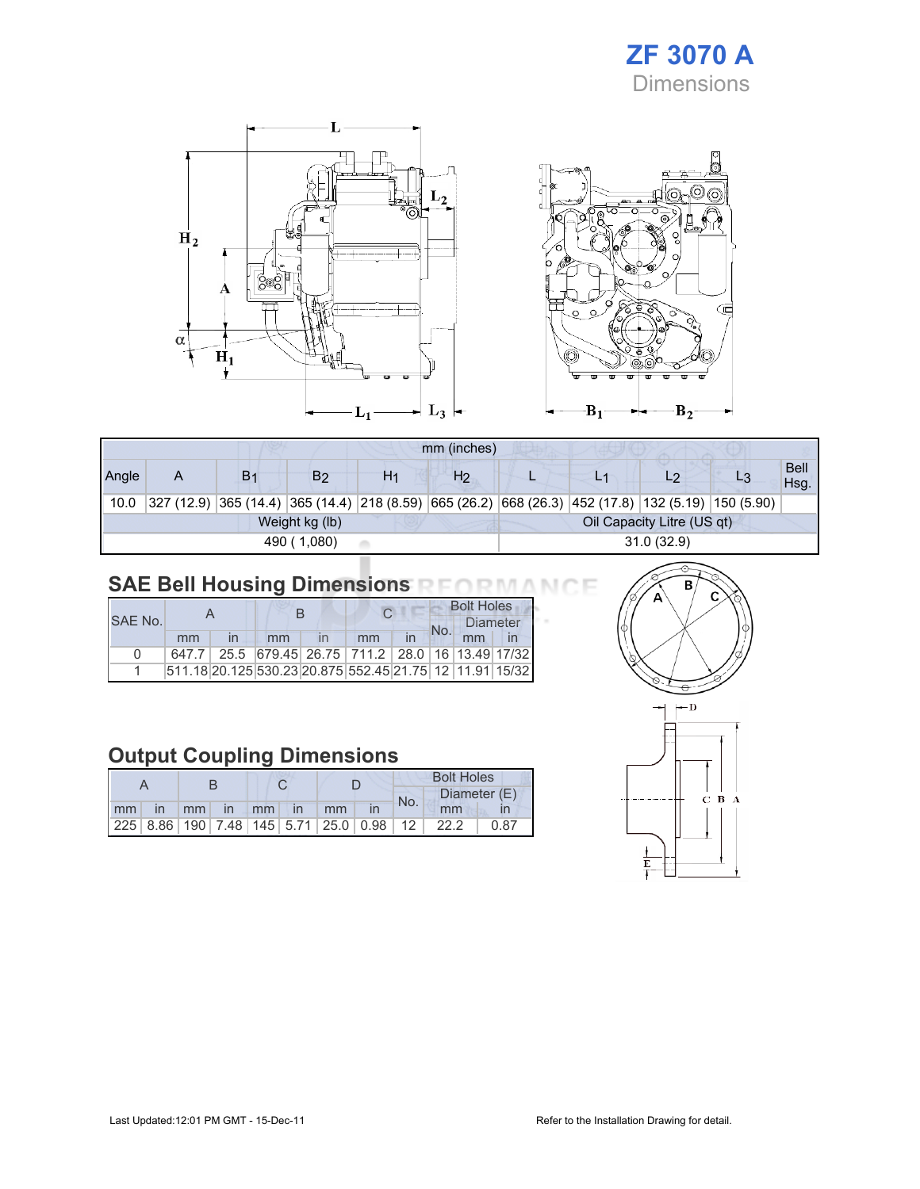# ZF 3070 A

Dimensions

| mm (inches) | | | | | | | | | | |
|---|---|---|---|---|---|---|---|---|---|---|
| Angle | A | $B_1$ | $B_2$ | $H_1$ | $H_2$ | L | $L_1$ | $L_2$ | $L_3$ | Bell Hsg. |
| 10.0 | 327 (12.9) | 365 (14.4) | 365 (14.4) | 218 (8.59) | 665 (26.2) | 668 (26.3) | 452 (17.8) | 132 (5.19) | 150 (5.90) | |
| Weight kg (lb) | | | | | Oil Capacity Litre (US qt) | | | | | |
| 490 ( 1,080) | | | | | 31.0 (32.9) | | | | | |

## SAE Bell Housing Dimensions

| SAE No. | A | | B | | C | | Bolt Holes | | |
|---|---|---|---|---|---|---|---|---|---|
| | | | | | | | No. | Diameter | |
| | mm | in | mm | in | mm | in | | mm | in |
| 0 | 647.7 | 25.5 | 679.45 | 26.75 | 711.2 | 28.0 | 16 | 13.49 | 17/32 |
| 1 | 511.18 | 20.125 | 530.23 | 20.875 | 552.45 | 21.75 | 12 | 11.91 | 15/32 |

## Output Coupling Dimensions

| A | | B | | C | | D | | Bolt Holes | | |
|---|---|---|---|---|---|---|---|---|---|---|
| | | | | | | | | No. | Diameter (E) | |
| mm | in | mm | in | mm | in | mm | in | | mm | in |
| 225 | 8.86 | 190 | 7.48 | 145 | 5.71 | 25.0 | 0.98 | 12 | 22.2 | 0.87 |

Last Updated:12:01 PM GMT - 15-Dec-11

Refer to the Installation Drawing for detail.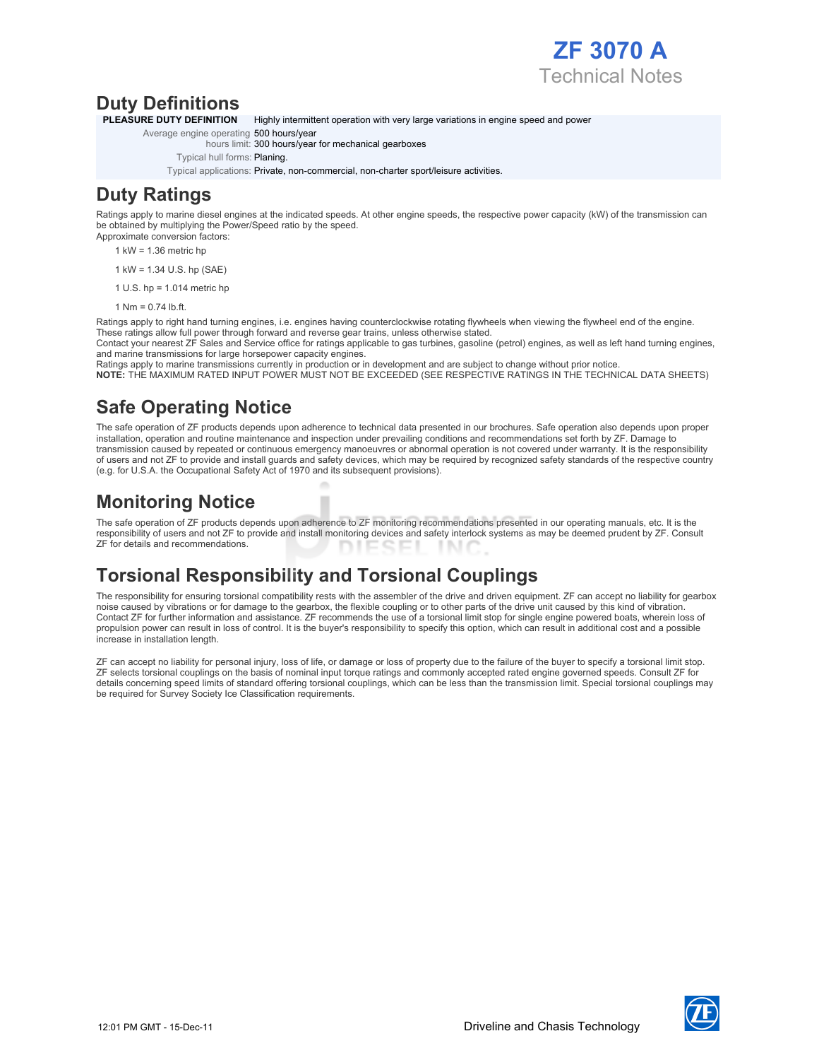# ZF 3070 A
Technical Notes

## Duty Definitions

| | |
|---|---|
| **PLEASURE DUTY DEFINITION** | Highly intermittent operation with very large variations in engine speed and power |
| Average engine operating hours limit: | 500 hours/year<br>300 hours/year for mechanical gearboxes |
| Typical hull forms: | Planing. |
| Typical applications: | Private, non-commercial, non-charter sport/leisure activities. |

## Duty Ratings

Ratings apply to marine diesel engines at the indicated speeds. At other engine speeds, the respective power capacity (kW) of the transmission can be obtained by multiplying the Power/Speed ratio by the speed.
Approximate conversion factors:

1 kW = 1.36 metric hp

1 kW = 1.34 U.S. hp (SAE)

1 U.S. hp = 1.014 metric hp

1 Nm = 0.74 lb.ft.

Ratings apply to right hand turning engines, i.e. engines having counterclockwise rotating flywheels when viewing the flywheel end of the engine. These ratings allow full power through forward and reverse gear trains, unless otherwise stated.
Contact your nearest ZF Sales and Service office for ratings applicable to gas turbines, gasoline (petrol) engines, as well as left hand turning engines, and marine transmissions for large horsepower capacity engines.
Ratings apply to marine transmissions currently in production or in development and are subject to change without prior notice.
**NOTE:** THE MAXIMUM RATED INPUT POWER MUST NOT BE EXCEEDED (SEE RESPECTIVE RATINGS IN THE TECHNICAL DATA SHEETS)

## Safe Operating Notice

The safe operation of ZF products depends upon adherence to technical data presented in our brochures. Safe operation also depends upon proper installation, operation and routine maintenance and inspection under prevailing conditions and recommendations set forth by ZF. Damage to transmission caused by repeated or continuous emergency manoeuvres or abnormal operation is not covered under warranty. It is the responsibility of users and not ZF to provide and install guards and safety devices, which may be required by recognized safety standards of the respective country (e.g. for U.S.A. the Occupational Safety Act of 1970 and its subsequent provisions).

## Monitoring Notice

The safe operation of ZF products depends upon adherence to ZF monitoring recommendations presented in our operating manuals, etc. It is the responsibility of users and not ZF to provide and install monitoring devices and safety interlock systems as may be deemed prudent by ZF. Consult ZF for details and recommendations.

## Torsional Responsibility and Torsional Couplings

The responsibility for ensuring torsional compatibility rests with the assembler of the drive and driven equipment. ZF can accept no liability for gearbox noise caused by vibrations or for damage to the gearbox, the flexible coupling or to other parts of the drive unit caused by this kind of vibration. Contact ZF for further information and assistance. ZF recommends the use of a torsional limit stop for single engine powered boats, wherein loss of propulsion power can result in loss of control. It is the buyer's responsibility to specify this option, which can result in additional cost and a possible increase in installation length.

ZF can accept no liability for personal injury, loss of life, or damage or loss of property due to the failure of the buyer to specify a torsional limit stop. ZF selects torsional couplings on the basis of nominal input torque ratings and commonly accepted rated engine governed speeds. Consult ZF for details concerning speed limits of standard offering torsional couplings, which can be less than the transmission limit. Special torsional couplings may be required for Survey Society Ice Classification requirements.

12:01 PM GMT - 15-Dec-11

Driveline and Chasis Technology